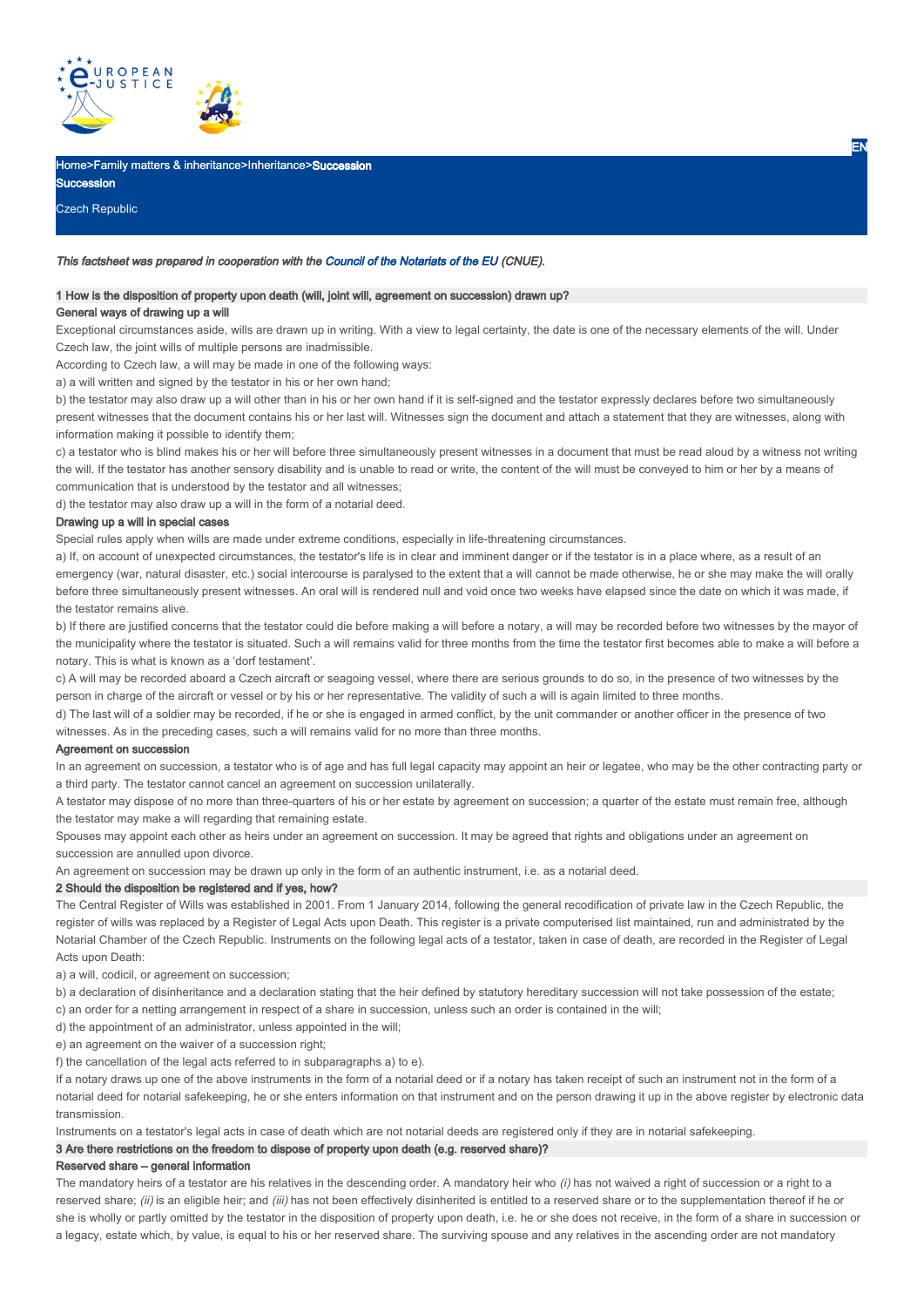Home>Family matters & inheritance>Inheritance>Succession

# Succession

Czech Republic

*This factsheet was prepared in cooperation with the Council of the Notariats of the EU (CNUE).*

## 1 How is the disposition of property upon death (will, joint will, agreement on succession) drawn up?

### General ways of drawing up a will

Exceptional circumstances aside, wills are drawn up in writing. With a view to legal certainty, the date is one of the necessary elements of the will. Under Czech law, the joint wills of multiple persons are inadmissible.

According to Czech law, a will may be made in one of the following ways:

a) a will written and signed by the testator in his or her own hand;

b) the testator may also draw up a will other than in his or her own hand if it is self-signed and the testator expressly declares before two simultaneously present witnesses that the document contains his or her last will. Witnesses sign the document and attach a statement that they are witnesses, along with information making it possible to identify them;

c) a testator who is blind makes his or her will before three simultaneously present witnesses in a document that must be read aloud by a witness not writing the will. If the testator has another sensory disability and is unable to read or write, the content of the will must be conveyed to him or her by a means of communication that is understood by the testator and all witnesses;

d) the testator may also draw up a will in the form of a notarial deed.

### Drawing up a will in special cases

Special rules apply when wills are made under extreme conditions, especially in life-threatening circumstances.

a) If, on account of unexpected circumstances, the testator's life is in clear and imminent danger or if the testator is in a place where, as a result of an emergency (war, natural disaster, etc.) social intercourse is paralysed to the extent that a will cannot be made otherwise, he or she may make the will orally before three simultaneously present witnesses. An oral will is rendered null and void once two weeks have elapsed since the date on which it was made, if the testator remains alive.

b) If there are justified concerns that the testator could die before making a will before a notary, a will may be recorded before two witnesses by the mayor of the municipality where the testator is situated. Such a will remains valid for three months from the time the testator first becomes able to make a will before a notary. This is what is known as a 'dorf testament'.

c) A will may be recorded aboard a Czech aircraft or seagoing vessel, where there are serious grounds to do so, in the presence of two witnesses by the person in charge of the aircraft or vessel or by his or her representative. The validity of such a will is again limited to three months.

d) The last will of a soldier may be recorded, if he or she is engaged in armed conflict, by the unit commander or another officer in the presence of two witnesses. As in the preceding cases, such a will remains valid for no more than three months.

### Agreement on succession

In an agreement on succession, a testator who is of age and has full legal capacity may appoint an heir or legatee, who may be the other contracting party or a third party. The testator cannot cancel an agreement on succession unilaterally.

A testator may dispose of no more than three-quarters of his or her estate by agreement on succession; a quarter of the estate must remain free, although the testator may make a will regarding that remaining estate.

Spouses may appoint each other as heirs under an agreement on succession. It may be agreed that rights and obligations under an agreement on succession are annulled upon divorce.

An agreement on succession may be drawn up only in the form of an authentic instrument, i.e. as a notarial deed.

## 2 Should the disposition be registered and if yes, how?

The Central Register of Wills was established in 2001. From 1 January 2014, following the general recodification of private law in the Czech Republic, the register of wills was replaced by a Register of Legal Acts upon Death. This register is a private computerised list maintained, run and administrated by the Notarial Chamber of the Czech Republic. Instruments on the following legal acts of a testator, taken in case of death, are recorded in the Register of Legal Acts upon Death:

a) a will, codicil, or agreement on succession;

b) a declaration of disinheritance and a declaration stating that the heir defined by statutory hereditary succession will not take possession of the estate;

c) an order for a netting arrangement in respect of a share in succession, unless such an order is contained in the will;

d) the appointment of an administrator, unless appointed in the will;

e) an agreement on the waiver of a succession right;

f) the cancellation of the legal acts referred to in subparagraphs a) to e).

If a notary draws up one of the above instruments in the form of a notarial deed or if a notary has taken receipt of such an instrument not in the form of a notarial deed for notarial safekeeping, he or she enters information on that instrument and on the person drawing it up in the above register by electronic data transmission.

Instruments on a testator's legal acts in case of death which are not notarial deeds are registered only if they are in notarial safekeeping.

## 3 Are there restrictions on the freedom to dispose of property upon death (e.g. reserved share)?

### Reserved share – general information

The mandatory heirs of a testator are his relatives in the descending order. A mandatory heir who *(i)* has not waived a right of succession or a right to a reserved share; *(ii)* is an eligible heir; and *(iii)* has not been effectively disinherited is entitled to a reserved share or to the supplementation thereof if he or she is wholly or partly omitted by the testator in the disposition of property upon death, i.e. he or she does not receive, in the form of a share in succession or a legacy, estate which, by value, is equal to his or her reserved share. The surviving spouse and any relatives in the ascending order are not mandatory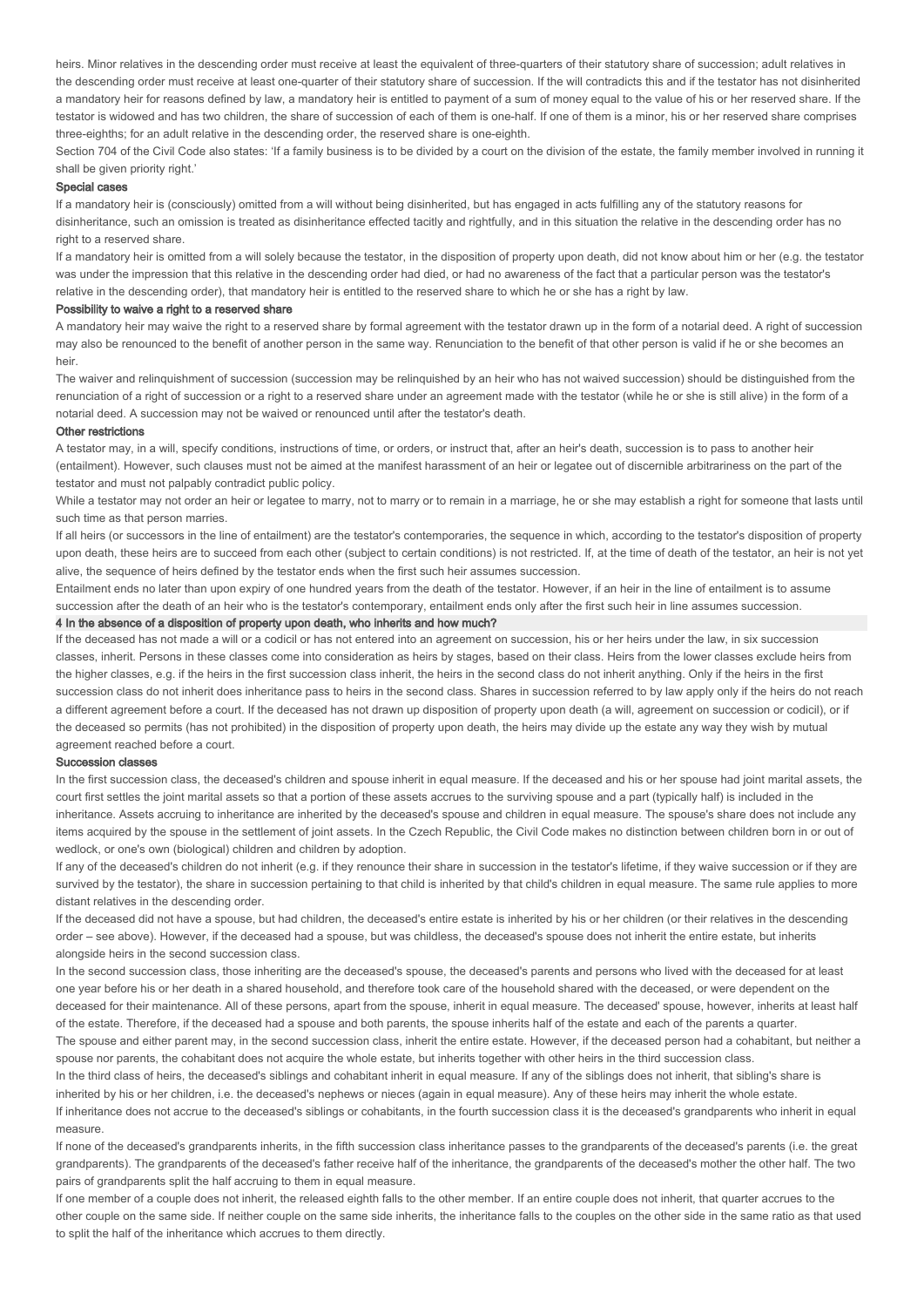heirs. Minor relatives in the descending order must receive at least the equivalent of three-quarters of their statutory share of succession; adult relatives in the descending order must receive at least one-quarter of their statutory share of succession. If the will contradicts this and if the testator has not disinherited a mandatory heir for reasons defined by law, a mandatory heir is entitled to payment of a sum of money equal to the value of his or her reserved share. If the testator is widowed and has two children, the share of succession of each of them is one-half. If one of them is a minor, his or her reserved share comprises three-eighths; for an adult relative in the descending order, the reserved share is one-eighth.

Section 704 of the Civil Code also states: 'If a family business is to be divided by a court on the division of the estate, the family member involved in running it shall be given priority right.'

#### Special cases

If a mandatory heir is (consciously) omitted from a will without being disinherited, but has engaged in acts fulfilling any of the statutory reasons for disinheritance, such an omission is treated as disinheritance effected tacitly and rightfully, and in this situation the relative in the descending order has no right to a reserved share.

If a mandatory heir is omitted from a will solely because the testator, in the disposition of property upon death, did not know about him or her (e.g. the testator was under the impression that this relative in the descending order had died, or had no awareness of the fact that a particular person was the testator's relative in the descending order), that mandatory heir is entitled to the reserved share to which he or she has a right by law.

#### Possibility to waive a right to a reserved share

A mandatory heir may waive the right to a reserved share by formal agreement with the testator drawn up in the form of a notarial deed. A right of succession may also be renounced to the benefit of another person in the same way. Renunciation to the benefit of that other person is valid if he or she becomes an heir.

The waiver and relinquishment of succession (succession may be relinquished by an heir who has not waived succession) should be distinguished from the renunciation of a right of succession or a right to a reserved share under an agreement made with the testator (while he or she is still alive) in the form of a notarial deed. A succession may not be waived or renounced until after the testator's death.

#### Other restrictions

A testator may, in a will, specify conditions, instructions of time, or orders, or instruct that, after an heir's death, succession is to pass to another heir (entailment). However, such clauses must not be aimed at the manifest harassment of an heir or legatee out of discernible arbitrariness on the part of the testator and must not palpably contradict public policy.

While a testator may not order an heir or legatee to marry, not to marry or to remain in a marriage, he or she may establish a right for someone that lasts until such time as that person marries.

If all heirs (or successors in the line of entailment) are the testator's contemporaries, the sequence in which, according to the testator's disposition of property upon death, these heirs are to succeed from each other (subject to certain conditions) is not restricted. If, at the time of death of the testator, an heir is not yet alive, the sequence of heirs defined by the testator ends when the first such heir assumes succession.

Entailment ends no later than upon expiry of one hundred years from the death of the testator. However, if an heir in the line of entailment is to assume succession after the death of an heir who is the testator's contemporary, entailment ends only after the first such heir in line assumes succession.

### 4 In the absence of a disposition of property upon death, who inherits and how much?

If the deceased has not made a will or a codicil or has not entered into an agreement on succession, his or her heirs under the law, in six succession classes, inherit. Persons in these classes come into consideration as heirs by stages, based on their class. Heirs from the lower classes exclude heirs from the higher classes, e.g. if the heirs in the first succession class inherit, the heirs in the second class do not inherit anything. Only if the heirs in the first succession class do not inherit does inheritance pass to heirs in the second class. Shares in succession referred to by law apply only if the heirs do not reach a different agreement before a court. If the deceased has not drawn up disposition of property upon death (a will, agreement on succession or codicil), or if the deceased so permits (has not prohibited) in the disposition of property upon death, the heirs may divide up the estate any way they wish by mutual agreement reached before a court.

#### Succession classes

In the first succession class, the deceased's children and spouse inherit in equal measure. If the deceased and his or her spouse had joint marital assets, the court first settles the joint marital assets so that a portion of these assets accrues to the surviving spouse and a part (typically half) is included in the inheritance. Assets accruing to inheritance are inherited by the deceased's spouse and children in equal measure. The spouse's share does not include any items acquired by the spouse in the settlement of joint assets. In the Czech Republic, the Civil Code makes no distinction between children born in or out of wedlock, or one's own (biological) children and children by adoption.

If any of the deceased's children do not inherit (e.g. if they renounce their share in succession in the testator's lifetime, if they waive succession or if they are survived by the testator), the share in succession pertaining to that child is inherited by that child's children in equal measure. The same rule applies to more distant relatives in the descending order.

If the deceased did not have a spouse, but had children, the deceased's entire estate is inherited by his or her children (or their relatives in the descending order – see above). However, if the deceased had a spouse, but was childless, the deceased's spouse does not inherit the entire estate, but inherits alongside heirs in the second succession class.

In the second succession class, those inheriting are the deceased's spouse, the deceased's parents and persons who lived with the deceased for at least one year before his or her death in a shared household, and therefore took care of the household shared with the deceased, or were dependent on the deceased for their maintenance. All of these persons, apart from the spouse, inherit in equal measure. The deceased' spouse, however, inherits at least half of the estate. Therefore, if the deceased had a spouse and both parents, the spouse inherits half of the estate and each of the parents a quarter.

The spouse and either parent may, in the second succession class, inherit the entire estate. However, if the deceased person had a cohabitant, but neither a spouse nor parents, the cohabitant does not acquire the whole estate, but inherits together with other heirs in the third succession class.

In the third class of heirs, the deceased's siblings and cohabitant inherit in equal measure. If any of the siblings does not inherit, that sibling's share is inherited by his or her children, i.e. the deceased's nephews or nieces (again in equal measure). Any of these heirs may inherit the whole estate.

If inheritance does not accrue to the deceased's siblings or cohabitants, in the fourth succession class it is the deceased's grandparents who inherit in equal measure.

If none of the deceased's grandparents inherits, in the fifth succession class inheritance passes to the grandparents of the deceased's parents (i.e. the great grandparents). The grandparents of the deceased's father receive half of the inheritance, the grandparents of the deceased's mother the other half. The two pairs of grandparents split the half accruing to them in equal measure.

If one member of a couple does not inherit, the released eighth falls to the other member. If an entire couple does not inherit, that quarter accrues to the other couple on the same side. If neither couple on the same side inherits, the inheritance falls to the couples on the other side in the same ratio as that used to split the half of the inheritance which accrues to them directly.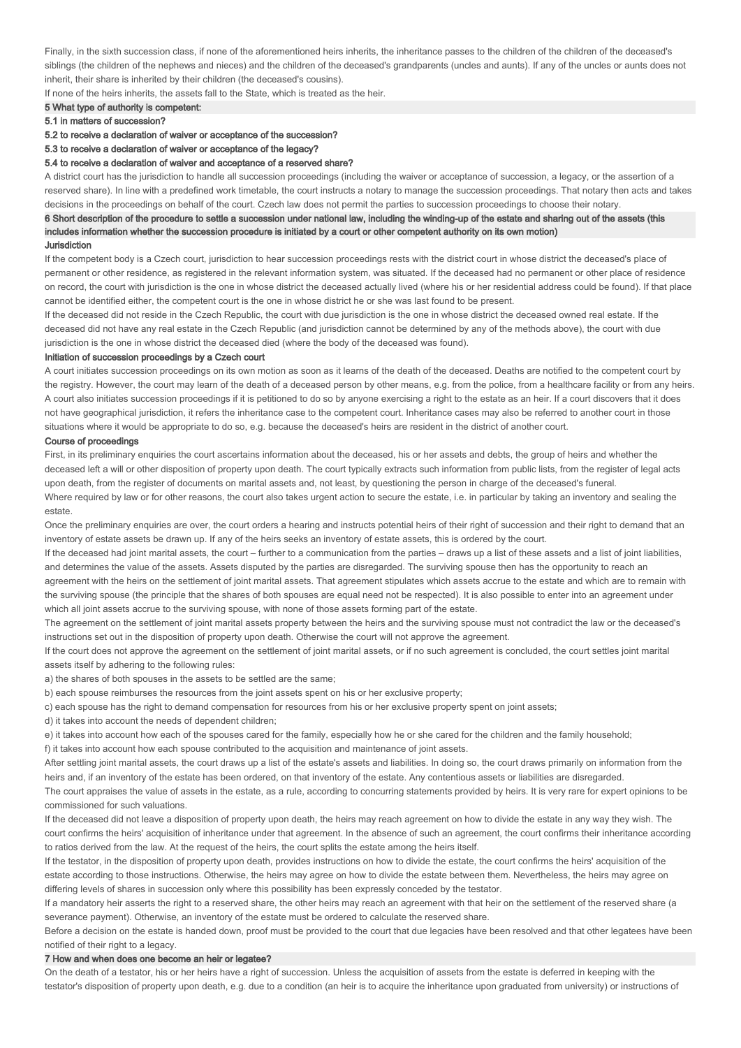Finally, in the sixth succession class, if none of the aforementioned heirs inherits, the inheritance passes to the children of the children of the deceased's siblings (the children of the nephews and nieces) and the children of the deceased's grandparents (uncles and aunts). If any of the uncles or aunts does not inherit, their share is inherited by their children (the deceased's cousins).

If none of the heirs inherits, the assets fall to the State, which is treated as the heir.

## 5 What type of authority is competent:

### 5.1 in matters of succession?

### 5.2 to receive a declaration of waiver or acceptance of the succession?

### 5.3 to receive a declaration of waiver or acceptance of the legacy?

### 5.4 to receive a declaration of waiver and acceptance of a reserved share?

A district court has the jurisdiction to handle all succession proceedings (including the waiver or acceptance of succession, a legacy, or the assertion of a reserved share). In line with a predefined work timetable, the court instructs a notary to manage the succession proceedings. That notary then acts and takes decisions in the proceedings on behalf of the court. Czech law does not permit the parties to succession proceedings to choose their notary.

## 6 Short description of the procedure to settle a succession under national law, including the winding-up of the estate and sharing out of the assets (this includes information whether the succession procedure is initiated by a court or other competent authority on its own motion)

**Jurisdiction**

If the competent body is a Czech court, jurisdiction to hear succession proceedings rests with the district court in whose district the deceased's place of permanent or other residence, as registered in the relevant information system, was situated. If the deceased had no permanent or other place of residence on record, the court with jurisdiction is the one in whose district the deceased actually lived (where his or her residential address could be found). If that place cannot be identified either, the competent court is the one in whose district he or she was last found to be present.

If the deceased did not reside in the Czech Republic, the court with due jurisdiction is the one in whose district the deceased owned real estate. If the deceased did not have any real estate in the Czech Republic (and jurisdiction cannot be determined by any of the methods above), the court with due jurisdiction is the one in whose district the deceased died (where the body of the deceased was found).

**Initiation of succession proceedings by a Czech court**

A court initiates succession proceedings on its own motion as soon as it learns of the death of the deceased. Deaths are notified to the competent court by the registry. However, the court may learn of the death of a deceased person by other means, e.g. from the police, from a healthcare facility or from any heirs. A court also initiates succession proceedings if it is petitioned to do so by anyone exercising a right to the estate as an heir. If a court discovers that it does not have geographical jurisdiction, it refers the inheritance case to the competent court. Inheritance cases may also be referred to another court in those situations where it would be appropriate to do so, e.g. because the deceased's heirs are resident in the district of another court.

**Course of proceedings**

First, in its preliminary enquiries the court ascertains information about the deceased, his or her assets and debts, the group of heirs and whether the deceased left a will or other disposition of property upon death. The court typically extracts such information from public lists, from the register of legal acts upon death, from the register of documents on marital assets and, not least, by questioning the person in charge of the deceased's funeral.

Where required by law or for other reasons, the court also takes urgent action to secure the estate, i.e. in particular by taking an inventory and sealing the estate.

Once the preliminary enquiries are over, the court orders a hearing and instructs potential heirs of their right of succession and their right to demand that an inventory of estate assets be drawn up. If any of the heirs seeks an inventory of estate assets, this is ordered by the court.

If the deceased had joint marital assets, the court – further to a communication from the parties – draws up a list of these assets and a list of joint liabilities, and determines the value of the assets. Assets disputed by the parties are disregarded. The surviving spouse then has the opportunity to reach an agreement with the heirs on the settlement of joint marital assets. That agreement stipulates which assets accrue to the estate and which are to remain with the surviving spouse (the principle that the shares of both spouses are equal need not be respected). It is also possible to enter into an agreement under which all joint assets accrue to the surviving spouse, with none of those assets forming part of the estate.

The agreement on the settlement of joint marital assets property between the heirs and the surviving spouse must not contradict the law or the deceased's instructions set out in the disposition of property upon death. Otherwise the court will not approve the agreement.

If the court does not approve the agreement on the settlement of joint marital assets, or if no such agreement is concluded, the court settles joint marital assets itself by adhering to the following rules:

a) the shares of both spouses in the assets to be settled are the same;

b) each spouse reimburses the resources from the joint assets spent on his or her exclusive property;

c) each spouse has the right to demand compensation for resources from his or her exclusive property spent on joint assets;

d) it takes into account the needs of dependent children;

e) it takes into account how each of the spouses cared for the family, especially how he or she cared for the children and the family household;

f) it takes into account how each spouse contributed to the acquisition and maintenance of joint assets.

After settling joint marital assets, the court draws up a list of the estate's assets and liabilities. In doing so, the court draws primarily on information from the heirs and, if an inventory of the estate has been ordered, on that inventory of the estate. Any contentious assets or liabilities are disregarded.

The court appraises the value of assets in the estate, as a rule, according to concurring statements provided by heirs. It is very rare for expert opinions to be commissioned for such valuations.

If the deceased did not leave a disposition of property upon death, the heirs may reach agreement on how to divide the estate in any way they wish. The court confirms the heirs' acquisition of inheritance under that agreement. In the absence of such an agreement, the court confirms their inheritance according to ratios derived from the law. At the request of the heirs, the court splits the estate among the heirs itself.

If the testator, in the disposition of property upon death, provides instructions on how to divide the estate, the court confirms the heirs' acquisition of the estate according to those instructions. Otherwise, the heirs may agree on how to divide the estate between them. Nevertheless, the heirs may agree on differing levels of shares in succession only where this possibility has been expressly conceded by the testator.

If a mandatory heir asserts the right to a reserved share, the other heirs may reach an agreement with that heir on the settlement of the reserved share (a severance payment). Otherwise, an inventory of the estate must be ordered to calculate the reserved share.

Before a decision on the estate is handed down, proof must be provided to the court that due legacies have been resolved and that other legatees have been notified of their right to a legacy.

## 7 How and when does one become an heir or legatee?

On the death of a testator, his or her heirs have a right of succession. Unless the acquisition of assets from the estate is deferred in keeping with the testator's disposition of property upon death, e.g. due to a condition (an heir is to acquire the inheritance upon graduated from university) or instructions of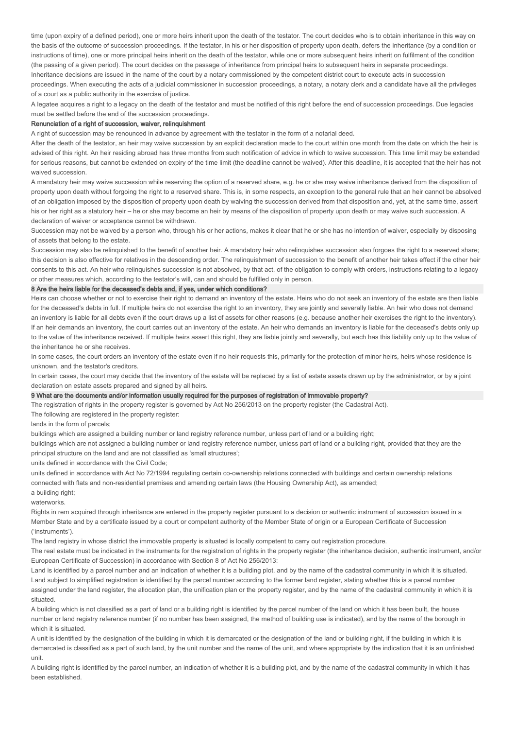time (upon expiry of a defined period), one or more heirs inherit upon the death of the testator. The court decides who is to obtain inheritance in this way on the basis of the outcome of succession proceedings. If the testator, in his or her disposition of property upon death, defers the inheritance (by a condition or instructions of time), one or more principal heirs inherit on the death of the testator, while one or more subsequent heirs inherit on fulfilment of the condition (the passing of a given period). The court decides on the passage of inheritance from principal heirs to subsequent heirs in separate proceedings.

Inheritance decisions are issued in the name of the court by a notary commissioned by the competent district court to execute acts in succession proceedings. When executing the acts of a judicial commissioner in succession proceedings, a notary, a notary clerk and a candidate have all the privileges of a court as a public authority in the exercise of justice.

A legatee acquires a right to a legacy on the death of the testator and must be notified of this right before the end of succession proceedings. Due legacies must be settled before the end of the succession proceedings.

**Renunciation of a right of succession, waiver, relinquishment**

A right of succession may be renounced in advance by agreement with the testator in the form of a notarial deed.

After the death of the testator, an heir may waive succession by an explicit declaration made to the court within one month from the date on which the heir is advised of this right. An heir residing abroad has three months from such notification of advice in which to waive succession. This time limit may be extended for serious reasons, but cannot be extended on expiry of the time limit (the deadline cannot be waived). After this deadline, it is accepted that the heir has not waived succession.

A mandatory heir may waive succession while reserving the option of a reserved share, e.g. he or she may waive inheritance derived from the disposition of property upon death without forgoing the right to a reserved share. This is, in some respects, an exception to the general rule that an heir cannot be absolved of an obligation imposed by the disposition of property upon death by waiving the succession derived from that disposition and, yet, at the same time, assert his or her right as a statutory heir – he or she may become an heir by means of the disposition of property upon death or may waive such succession. A declaration of waiver or acceptance cannot be withdrawn.

Succession may not be waived by a person who, through his or her actions, makes it clear that he or she has no intention of waiver, especially by disposing of assets that belong to the estate.

Succession may also be relinquished to the benefit of another heir. A mandatory heir who relinquishes succession also forgoes the right to a reserved share; this decision is also effective for relatives in the descending order. The relinquishment of succession to the benefit of another heir takes effect if the other heir consents to this act. An heir who relinquishes succession is not absolved, by that act, of the obligation to comply with orders, instructions relating to a legacy or other measures which, according to the testator's will, can and should be fulfilled only in person.

## 8 Are the heirs liable for the deceased's debts and, if yes, under which conditions?

Heirs can choose whether or not to exercise their right to demand an inventory of the estate. Heirs who do not seek an inventory of the estate are then liable for the deceased's debts in full. If multiple heirs do not exercise the right to an inventory, they are jointly and severally liable. An heir who does not demand an inventory is liable for all debts even if the court draws up a list of assets for other reasons (e.g. because another heir exercises the right to the inventory).

If an heir demands an inventory, the court carries out an inventory of the estate. An heir who demands an inventory is liable for the deceased's debts only up to the value of the inheritance received. If multiple heirs assert this right, they are liable jointly and severally, but each has this liability only up to the value of the inheritance he or she receives.

In some cases, the court orders an inventory of the estate even if no heir requests this, primarily for the protection of minor heirs, heirs whose residence is unknown, and the testator's creditors.

In certain cases, the court may decide that the inventory of the estate will be replaced by a list of estate assets drawn up by the administrator, or by a joint declaration on estate assets prepared and signed by all heirs.

## 9 What are the documents and/or information usually required for the purposes of registration of immovable property?

The registration of rights in the property register is governed by Act No 256/2013 on the property register (the Cadastral Act).

The following are registered in the property register:

lands in the form of parcels;

buildings which are assigned a building number or land registry reference number, unless part of land or a building right;

buildings which are not assigned a building number or land registry reference number, unless part of land or a building right, provided that they are the principal structure on the land and are not classified as 'small structures';

units defined in accordance with the Civil Code;

units defined in accordance with Act No 72/1994 regulating certain co-ownership relations connected with buildings and certain ownership relations connected with flats and non-residential premises and amending certain laws (the Housing Ownership Act), as amended;

a building right;

waterworks.

Rights in rem acquired through inheritance are entered in the property register pursuant to a decision or authentic instrument of succession issued in a Member State and by a certificate issued by a court or competent authority of the Member State of origin or a European Certificate of Succession ('instruments').

The land registry in whose district the immovable property is situated is locally competent to carry out registration procedure.

The real estate must be indicated in the instruments for the registration of rights in the property register (the inheritance decision, authentic instrument, and/or European Certificate of Succession) in accordance with Section 8 of Act No 256/2013:

Land is identified by a parcel number and an indication of whether it is a building plot, and by the name of the cadastral community in which it is situated.

Land subject to simplified registration is identified by the parcel number according to the former land register, stating whether this is a parcel number assigned under the land register, the allocation plan, the unification plan or the property register, and by the name of the cadastral community in which it is situated.

A building which is not classified as a part of land or a building right is identified by the parcel number of the land on which it has been built, the house number or land registry reference number (if no number has been assigned, the method of building use is indicated), and by the name of the borough in which it is situated.

A unit is identified by the designation of the building in which it is demarcated or the designation of the land or building right, if the building in which it is demarcated is classified as a part of such land, by the unit number and the name of the unit, and where appropriate by the indication that it is an unfinished unit.

A building right is identified by the parcel number, an indication of whether it is a building plot, and by the name of the cadastral community in which it has been established.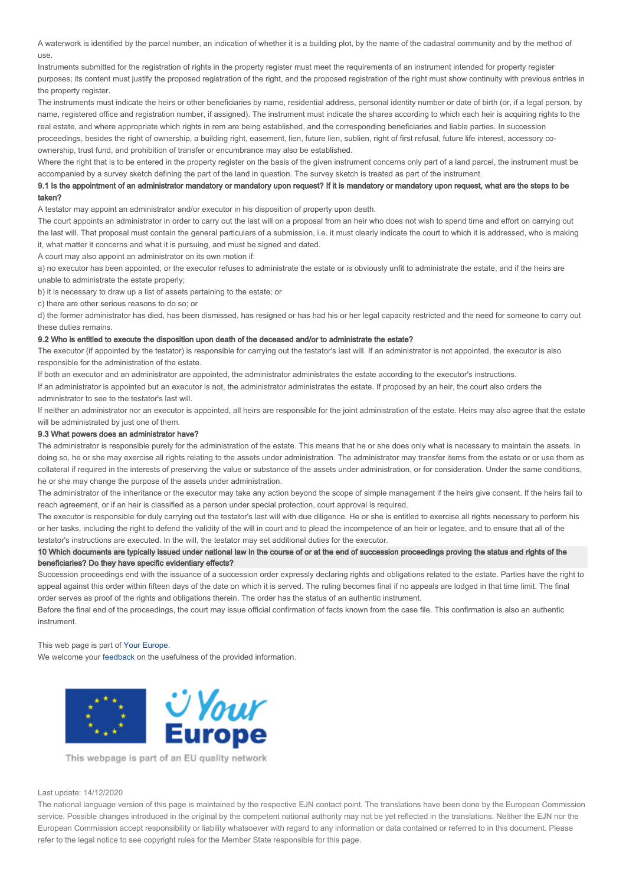A waterwork is identified by the parcel number, an indication of whether it is a building plot, by the name of the cadastral community and by the method of use.

Instruments submitted for the registration of rights in the property register must meet the requirements of an instrument intended for property register purposes; its content must justify the proposed registration of the right, and the proposed registration of the right must show continuity with previous entries in the property register.

The instruments must indicate the heirs or other beneficiaries by name, residential address, personal identity number or date of birth (or, if a legal person, by name, registered office and registration number, if assigned). The instrument must indicate the shares according to which each heir is acquiring rights to the real estate, and where appropriate which rights in rem are being established, and the corresponding beneficiaries and liable parties. In succession proceedings, besides the right of ownership, a building right, easement, lien, future lien, sublien, right of first refusal, future life interest, accessory co-ownership, trust fund, and prohibition of transfer or encumbrance may also be established.

Where the right that is to be entered in the property register on the basis of the given instrument concerns only part of a land parcel, the instrument must be accompanied by a survey sketch defining the part of the land in question. The survey sketch is treated as part of the instrument.

### 9.1 Is the appointment of an administrator mandatory or mandatory upon request? If it is mandatory or mandatory upon request, what are the steps to be taken?

A testator may appoint an administrator and/or executor in his disposition of property upon death.

The court appoints an administrator in order to carry out the last will on a proposal from an heir who does not wish to spend time and effort on carrying out the last will. That proposal must contain the general particulars of a submission, i.e. it must clearly indicate the court to which it is addressed, who is making it, what matter it concerns and what it is pursuing, and must be signed and dated.

A court may also appoint an administrator on its own motion if:

a) no executor has been appointed, or the executor refuses to administrate the estate or is obviously unfit to administrate the estate, and if the heirs are unable to administrate the estate properly;

b) it is necessary to draw up a list of assets pertaining to the estate; or

c) there are other serious reasons to do so; or

d) the former administrator has died, has been dismissed, has resigned or has had his or her legal capacity restricted and the need for someone to carry out these duties remains.

### 9.2 Who is entitled to execute the disposition upon death of the deceased and/or to administrate the estate?

The executor (if appointed by the testator) is responsible for carrying out the testator's last will. If an administrator is not appointed, the executor is also responsible for the administration of the estate.

If both an executor and an administrator are appointed, the administrator administrates the estate according to the executor's instructions.

If an administrator is appointed but an executor is not, the administrator administrates the estate. If proposed by an heir, the court also orders the administrator to see to the testator's last will.

If neither an administrator nor an executor is appointed, all heirs are responsible for the joint administration of the estate. Heirs may also agree that the estate will be administrated by just one of them.

### 9.3 What powers does an administrator have?

The administrator is responsible purely for the administration of the estate. This means that he or she does only what is necessary to maintain the assets. In doing so, he or she may exercise all rights relating to the assets under administration. The administrator may transfer items from the estate or or use them as collateral if required in the interests of preserving the value or substance of the assets under administration, or for consideration. Under the same conditions, he or she may change the purpose of the assets under administration.

The administrator of the inheritance or the executor may take any action beyond the scope of simple management if the heirs give consent. If the heirs fail to reach agreement, or if an heir is classified as a person under special protection, court approval is required.

The executor is responsible for duly carrying out the testator's last will with due diligence. He or she is entitled to exercise all rights necessary to perform his or her tasks, including the right to defend the validity of the will in court and to plead the incompetence of an heir or legatee, and to ensure that all of the testator's instructions are executed. In the will, the testator may set additional duties for the executor.

## 10 Which documents are typically issued under national law in the course of or at the end of succession proceedings proving the status and rights of the beneficiaries? Do they have specific evidentiary effects?

Succession proceedings end with the issuance of a succession order expressly declaring rights and obligations related to the estate. Parties have the right to appeal against this order within fifteen days of the date on which it is served. The ruling becomes final if no appeals are lodged in that time limit. The final order serves as proof of the rights and obligations therein. The order has the status of an authentic instrument.

Before the final end of the proceedings, the court may issue official confirmation of facts known from the case file. This confirmation is also an authentic instrument.

This web page is part of Your Europe.

We welcome your feedback on the usefulness of the provided information.

This webpage is part of an EU quality network

Last update: 14/12/2020

The national language version of this page is maintained by the respective EJN contact point. The translations have been done by the European Commission service. Possible changes introduced in the original by the competent national authority may not be yet reflected in the translations. Neither the EJN nor the European Commission accept responsibility or liability whatsoever with regard to any information or data contained or referred to in this document. Please refer to the legal notice to see copyright rules for the Member State responsible for this page.